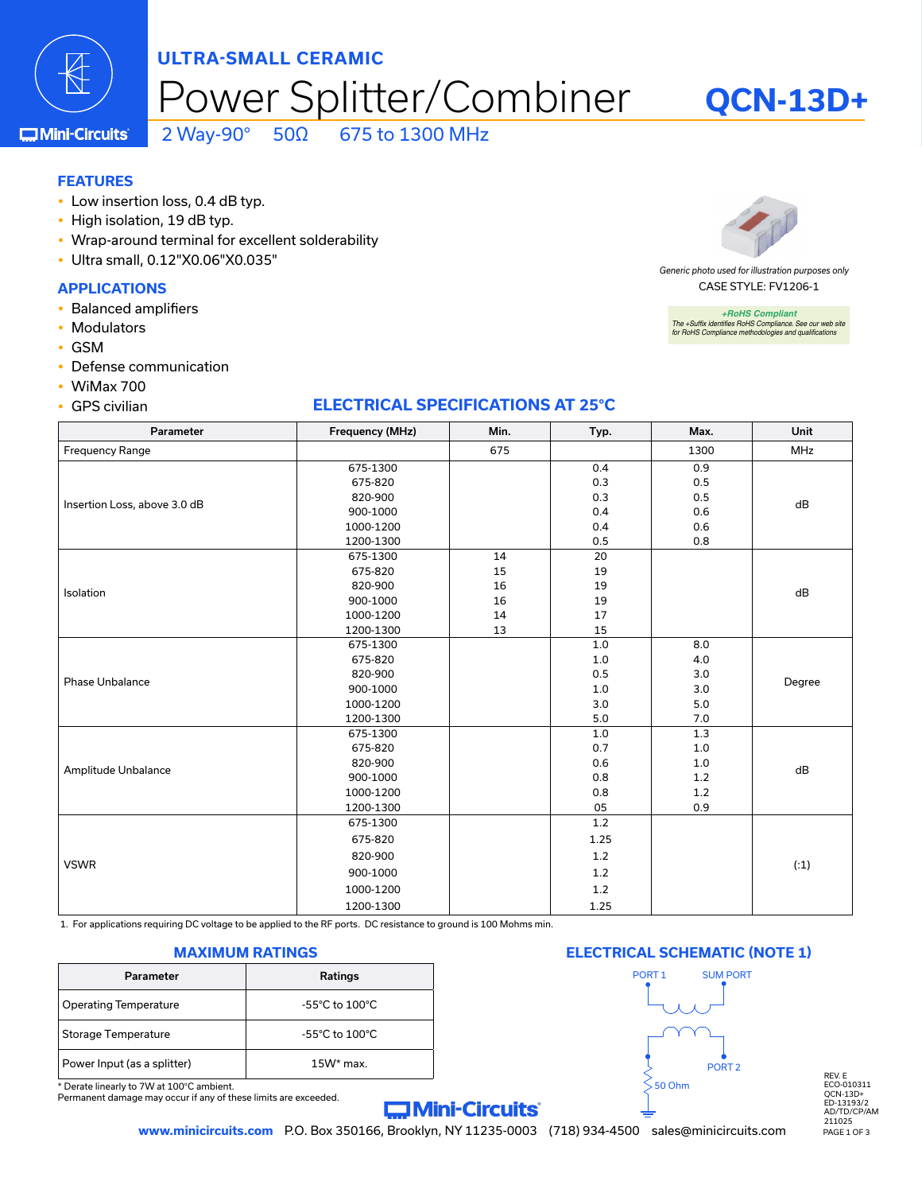# ULTRA-SMALL CERAMIC

# Power Splitter/Combiner **QCN-13D+**

2 Way-90° 50Ω 675 to 1300 MHz

## FEATURES

- Low insertion loss, 0.4 dB typ.
- High isolation, 19 dB typ.
- Wrap-around terminal for excellent solderability
- Ultra small, 0.12"X0.06"X0.035"

## APPLICATIONS

- Balanced amplifiers
- Modulators
- GSM
- Defense communication
- WiMax 700
- GPS civilian

*Generic photo used for illustration purposes only*

CASE STYLE: FV1206-1

*+RoHS Compliant*
*The +Suffix identifies RoHS Compliance. See our web site for RoHS Compliance methodologies and qualifications*

## ELECTRICAL SPECIFICATIONS AT 25°C

| Parameter | Frequency (MHz) | Min. | Typ. | Max. | Unit |
|---|---|---|---|---|---|
| Frequency Range | | 675 | | 1300 | MHz |
| Insertion Loss, above 3.0 dB | 675-1300 | | 0.4 | 0.9 | dB |
| | 675-820 | | 0.3 | 0.5 | |
| | 820-900 | | 0.3 | 0.5 | |
| | 900-1000 | | 0.4 | 0.6 | |
| | 1000-1200 | | 0.4 | 0.6 | |
| | 1200-1300 | | 0.5 | 0.8 | |
| Isolation | 675-1300 | 14 | 20 | | dB |
| | 675-820 | 15 | 19 | | |
| | 820-900 | 16 | 19 | | |
| | 900-1000 | 16 | 19 | | |
| | 1000-1200 | 14 | 17 | | |
| | 1200-1300 | 13 | 15 | | |
| Phase Unbalance | 675-1300 | | 1.0 | 8.0 | Degree |
| | 675-820 | | 1.0 | 4.0 | |
| | 820-900 | | 0.5 | 3.0 | |
| | 900-1000 | | 1.0 | 3.0 | |
| | 1000-1200 | | 3.0 | 5.0 | |
| | 1200-1300 | | 5.0 | 7.0 | |
| Amplitude Unbalance | 675-1300 | | 1.0 | 1.3 | dB |
| | 675-820 | | 0.7 | 1.0 | |
| | 820-900 | | 0.6 | 1.0 | |
| | 900-1000 | | 0.8 | 1.2 | |
| | 1000-1200 | | 0.8 | 1.2 | |
| | 1200-1300 | | 05 | 0.9 | |
| VSWR | 675-1300 | | 1.2 | | (:1) |
| | 675-820 | | 1.25 | | |
| | 820-900 | | 1.2 | | |
| | 900-1000 | | 1.2 | | |
| | 1000-1200 | | 1.2 | | |
| | 1200-1300 | | 1.25 | | |

1. For applications requiring DC voltage to be applied to the RF ports. DC resistance to ground is 100 Mohms min.

## MAXIMUM RATINGS

| Parameter | Ratings |
|---|---|
| Operating Temperature | -55°C to 100°C |
| Storage Temperature | -55°C to 100°C |
| Power Input (as a splitter) | 15W* max. |

\* Derate linearly to 7W at 100°C ambient.
Permanent damage may occur if any of these limits are exceeded.

## ELECTRICAL SCHEMATIC (NOTE 1)

PORT 1 SUM PORT PORT 2 50 Ohm

REV. E
ECO-010311
QCN-13D+
ED-13193/2
AD/TD/CP/AM
211025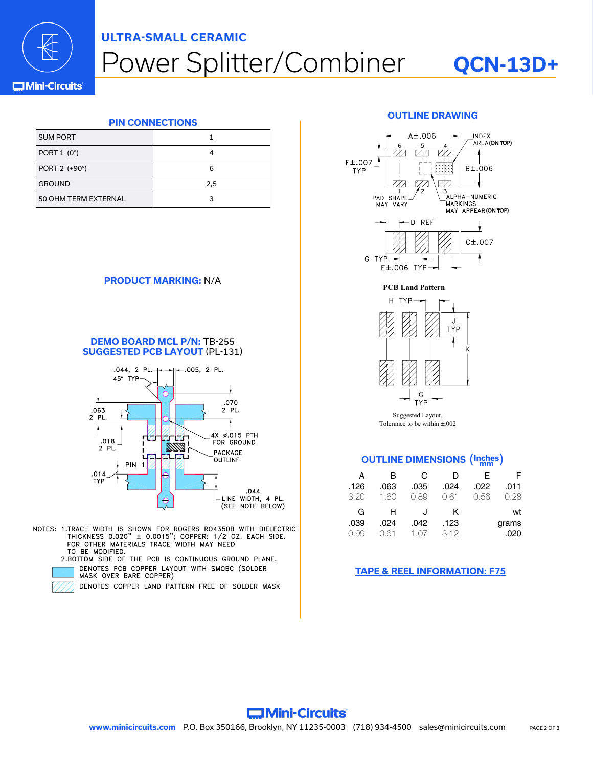# ULTRA-SMALL CERAMIC Power Splitter/Combiner QCN-13D+

## PIN CONNECTIONS

| | |
|---|---|
| SUM PORT | 1 |
| PORT 1 (0°) | 4 |
| PORT 2 (+90°) | 6 |
| GROUND | 2,5 |
| 50 OHM TERM EXTERNAL | 3 |

**PRODUCT MARKING:** N/A

**DEMO BOARD MCL P/N:** TB-255
**SUGGESTED PCB LAYOUT** (PL-131)

.044, 2 PL. — .005, 2 PL. — 45° TYP — .070 2 PL. — .063 2 PL. — .018 2 PL. — 4X ⌀.015 PTH FOR GROUND — PACKAGE OUTLINE — PIN 1 — .014 TYP — .044 LINE WIDTH, 4 PL. (SEE NOTE BELOW)

NOTES: 1.TRACE WIDTH IS SHOWN FOR ROGERS RO4350B WITH DIELECTRIC THICKNESS 0.020" ± 0.0015"; COPPER: 1/2 OZ. EACH SIDE. FOR OTHER MATERIALS TRACE WIDTH MAY NEED TO BE MODIFIED.
2.BOTTOM SIDE OF THE PCB IS CONTINUOUS GROUND PLANE.

DENOTES PCB COPPER LAYOUT WITH SMOBC (SOLDER MASK OVER BARE COPPER)

DENOTES COPPER LAND PATTERN FREE OF SOLDER MASK

## OUTLINE DRAWING

A±.006 — INDEX AREA (ON TOP) — F±.007 TYP — B±.006 — PAD SHAPE MAY VARY — ALPHA-NUMERIC MARKINGS MAY APPEAR (ON TOP) — D REF — C±.007 — G TYP — E±.006 TYP

**PCB Land Pattern**

H TYP — J TYP — K — G TYP

Suggested Layout,
Tolerance to be within ±.002

## OUTLINE DIMENSIONS (Inches / mm)

| A | B | C | D | E | F |
|---|---|---|---|---|---|
| .126 | .063 | .035 | .024 | .022 | .011 |
| 3.20 | 1.60 | 0.89 | 0.61 | 0.56 | 0.28 |

| G | H | J | K | wt grams |
|---|---|---|---|---|
| .039 | .024 | .042 | .123 | .020 |
| 0.99 | 0.61 | 1.07 | 3.12 | |

**TAPE & REEL INFORMATION: F75**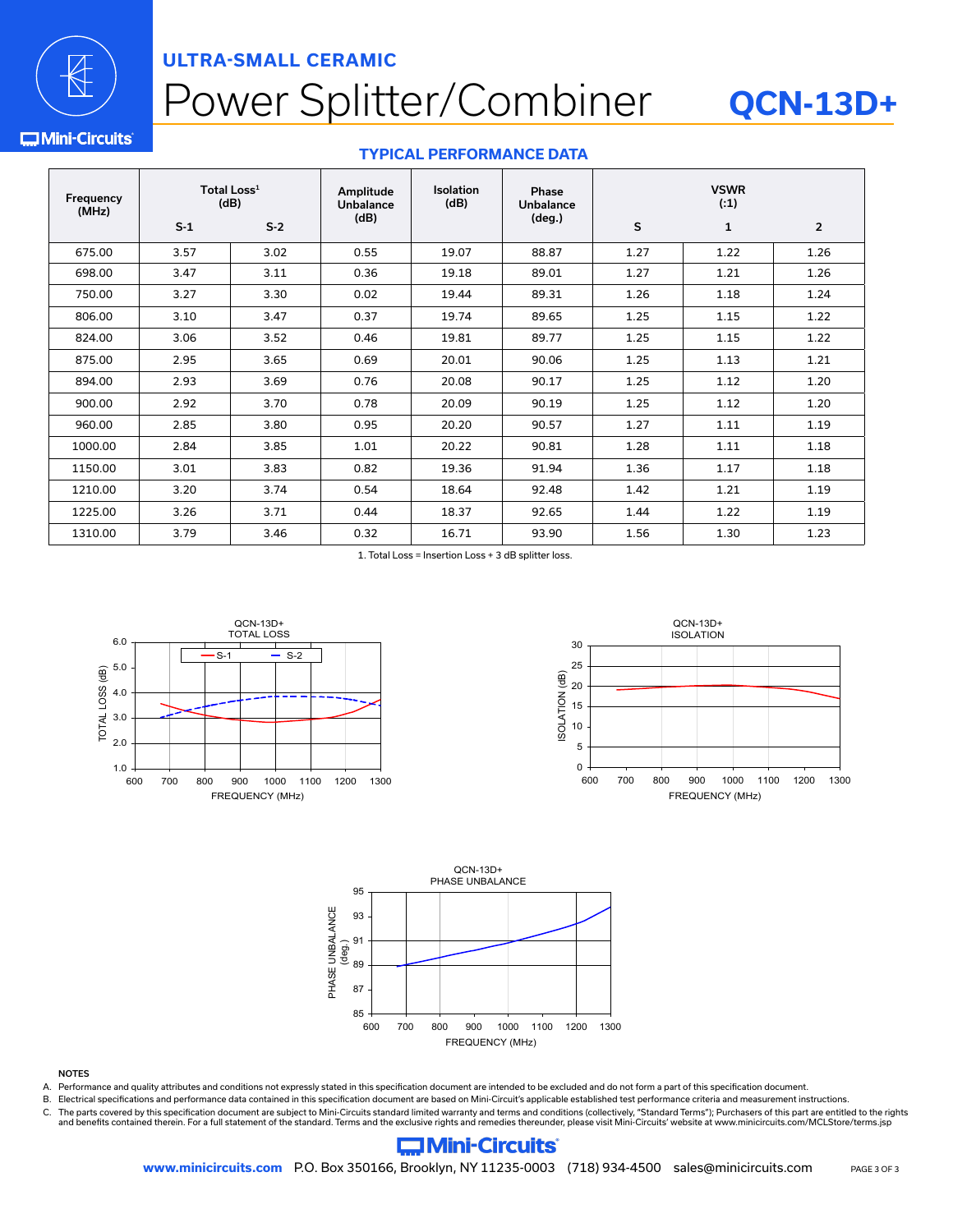ULTRA-SMALL CERAMIC

# Power Splitter/Combiner QCN-13D+

## TYPICAL PERFORMANCE DATA

| Frequency (MHz) | Total Loss[1] (dB) | | Amplitude Unbalance (dB) | Isolation (dB) | Phase Unbalance (deg.) | VSWR (:1) | | |
|---|---|---|---|---|---|---|---|---|
| | S-1 | S-2 | | | | S | 1 | 2 |
| 675.00 | 3.57 | 3.02 | 0.55 | 19.07 | 88.87 | 1.27 | 1.22 | 1.26 |
| 698.00 | 3.47 | 3.11 | 0.36 | 19.18 | 89.01 | 1.27 | 1.21 | 1.26 |
| 750.00 | 3.27 | 3.30 | 0.02 | 19.44 | 89.31 | 1.26 | 1.18 | 1.24 |
| 806.00 | 3.10 | 3.47 | 0.37 | 19.74 | 89.65 | 1.25 | 1.15 | 1.22 |
| 824.00 | 3.06 | 3.52 | 0.46 | 19.81 | 89.77 | 1.25 | 1.15 | 1.22 |
| 875.00 | 2.95 | 3.65 | 0.69 | 20.01 | 90.06 | 1.25 | 1.13 | 1.21 |
| 894.00 | 2.93 | 3.69 | 0.76 | 20.08 | 90.17 | 1.25 | 1.12 | 1.20 |
| 900.00 | 2.92 | 3.70 | 0.78 | 20.09 | 90.19 | 1.25 | 1.12 | 1.20 |
| 960.00 | 2.85 | 3.80 | 0.95 | 20.20 | 90.57 | 1.27 | 1.11 | 1.19 |
| 1000.00 | 2.84 | 3.85 | 1.01 | 20.22 | 90.81 | 1.28 | 1.11 | 1.18 |
| 1150.00 | 3.01 | 3.83 | 0.82 | 19.36 | 91.94 | 1.36 | 1.17 | 1.18 |
| 1210.00 | 3.20 | 3.74 | 0.54 | 18.64 | 92.48 | 1.42 | 1.21 | 1.19 |
| 1225.00 | 3.26 | 3.71 | 0.44 | 18.37 | 92.65 | 1.44 | 1.22 | 1.19 |
| 1310.00 | 3.79 | 3.46 | 0.32 | 16.71 | 93.90 | 1.56 | 1.30 | 1.23 |

1. Total Loss = Insertion Loss + 3 dB splitter loss.

QCN-13D+
TOTAL LOSS
S-1
S-2
TOTAL LOSS (dB)
6.0
5.0
4.0
3.0
2.0
1.0
600 700 800 900 1000 1100 1200 1300
FREQUENCY (MHz)

QCN-13D+
ISOLATION
ISOLATION (dB)
30
25
20
15
10
5
0
600 700 800 900 1000 1100 1200 1300
FREQUENCY (MHz)

QCN-13D+
PHASE UNBALANCE
PHASE UNBALANCE (deg.)
95
93
91
89
87
85
600 700 800 900 1000 1100 1200 1300
FREQUENCY (MHz)

**NOTES**

A. Performance and quality attributes and conditions not expressly stated in this specification document are intended to be excluded and do not form a part of this specification document.
B. Electrical specifications and performance data contained in this specification document are based on Mini-Circuit's applicable established test performance criteria and measurement instructions.
C. The parts covered by this specification document are subject to Mini-Circuits standard limited warranty and terms and conditions (collectively, "Standard Terms"); Purchasers of this part are entitled to the rights and benefits contained therein. For a full statement of the standard. Terms and the exclusive rights and remedies thereunder, please visit Mini-Circuits' website at www.minicircuits.com/MCLStore/terms.jsp

Mini-Circuits
www.minicircuits.com P.O. Box 350166, Brooklyn, NY 11235-0003 (718) 934-4500 sales@minicircuits.com